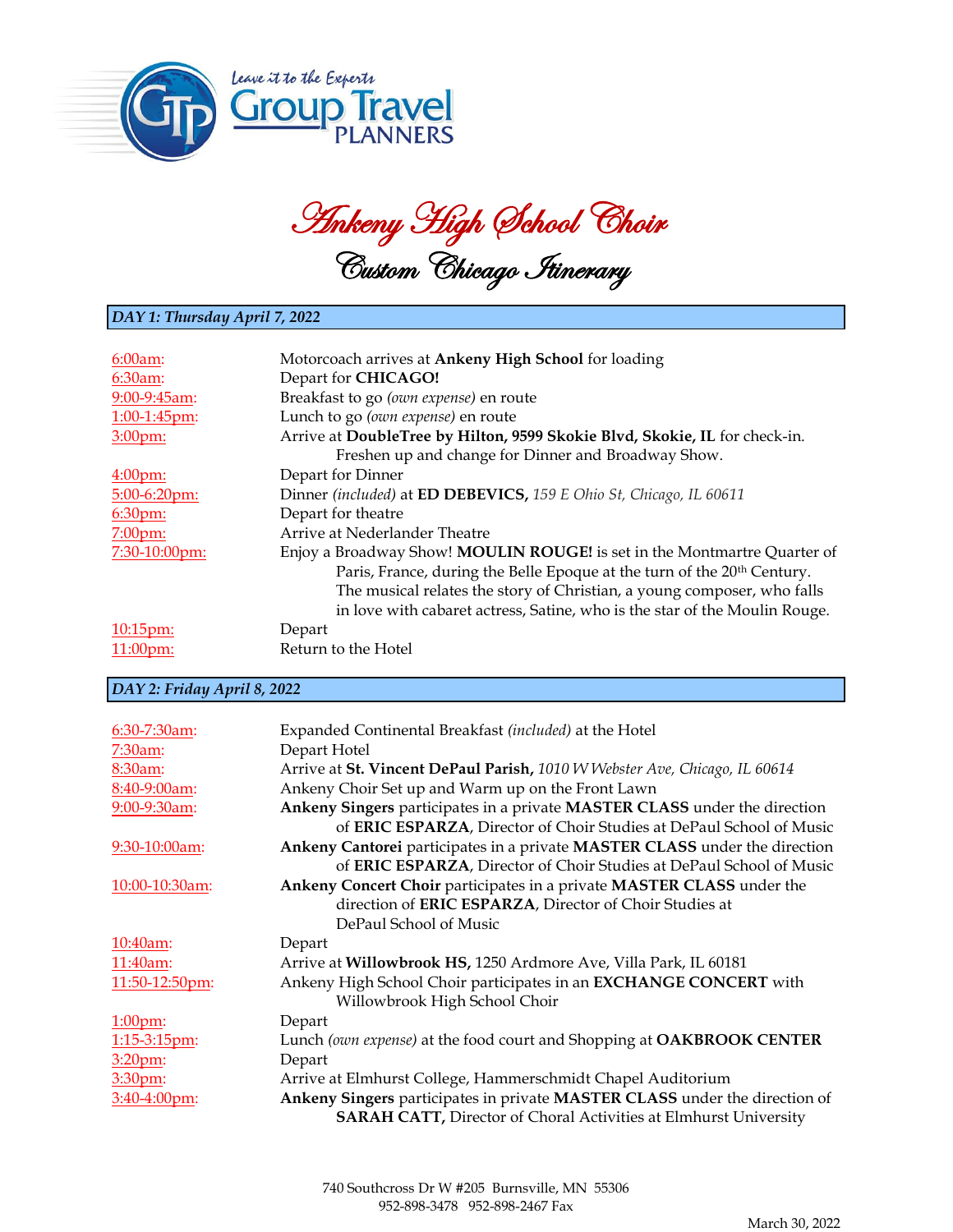Leave it to the Experts
Group Travel PLANNERS

# Ankeny High School Choir
## Custom Chicago Itinerary

### DAY 1: Thursday April 7, 2022

| | |
|---|---|
| 6:00am: | Motorcoach arrives at **Ankeny High School** for loading |
| 6:30am: | Depart for **CHICAGO!** |
| 9:00-9:45am: | Breakfast to go *(own expense)* en route |
| 1:00-1:45pm: | Lunch to go *(own expense)* en route |
| 3:00pm: | Arrive at **DoubleTree by Hilton, 9599 Skokie Blvd, Skokie, IL** for check-in. Freshen up and change for Dinner and Broadway Show. |
| 4:00pm: | Depart for Dinner |
| 5:00-6:20pm: | Dinner *(included)* at **ED DEBEVICS,** *159 E Ohio St, Chicago, IL 60611* |
| 6:30pm: | Depart for theatre |
| 7:00pm: | Arrive at Nederlander Theatre |
| 7:30-10:00pm: | Enjoy a Broadway Show! **MOULIN ROUGE!** is set in the Montmartre Quarter of Paris, France, during the Belle Epoque at the turn of the 20th Century. The musical relates the story of Christian, a young composer, who falls in love with cabaret actress, Satine, who is the star of the Moulin Rouge. |
| 10:15pm: | Depart |
| 11:00pm: | Return to the Hotel |

### DAY 2: Friday April 8, 2022

| | |
|---|---|
| 6:30-7:30am: | Expanded Continental Breakfast *(included)* at the Hotel |
| 7:30am: | Depart Hotel |
| 8:30am: | Arrive at **St. Vincent DePaul Parish,** *1010 W Webster Ave, Chicago, IL 60614* |
| 8:40-9:00am: | Ankeny Choir Set up and Warm up on the Front Lawn |
| 9:00-9:30am: | **Ankeny Singers** participates in a private **MASTER CLASS** under the direction of **ERIC ESPARZA**, Director of Choir Studies at DePaul School of Music |
| 9:30-10:00am: | **Ankeny Cantorei** participates in a private **MASTER CLASS** under the direction of **ERIC ESPARZA**, Director of Choir Studies at DePaul School of Music |
| 10:00-10:30am: | **Ankeny Concert Choir** participates in a private **MASTER CLASS** under the direction of **ERIC ESPARZA**, Director of Choir Studies at DePaul School of Music |
| 10:40am: | Depart |
| 11:40am: | Arrive at **Willowbrook HS,** 1250 Ardmore Ave, Villa Park, IL 60181 |
| 11:50-12:50pm: | Ankeny High School Choir participates in an **EXCHANGE CONCERT** with Willowbrook High School Choir |
| 1:00pm: | Depart |
| 1:15-3:15pm: | Lunch *(own expense)* at the food court and Shopping at **OAKBROOK CENTER** |
| 3:20pm: | Depart |
| 3:30pm: | Arrive at Elmhurst College, Hammerschmidt Chapel Auditorium |
| 3:40-4:00pm: | **Ankeny Singers** participates in private **MASTER CLASS** under the direction of **SARAH CATT,** Director of Choral Activities at Elmhurst University |

740 Southcross Dr W #205 Burnsville, MN 55306
952-898-3478 952-898-2467 Fax

March 30, 2022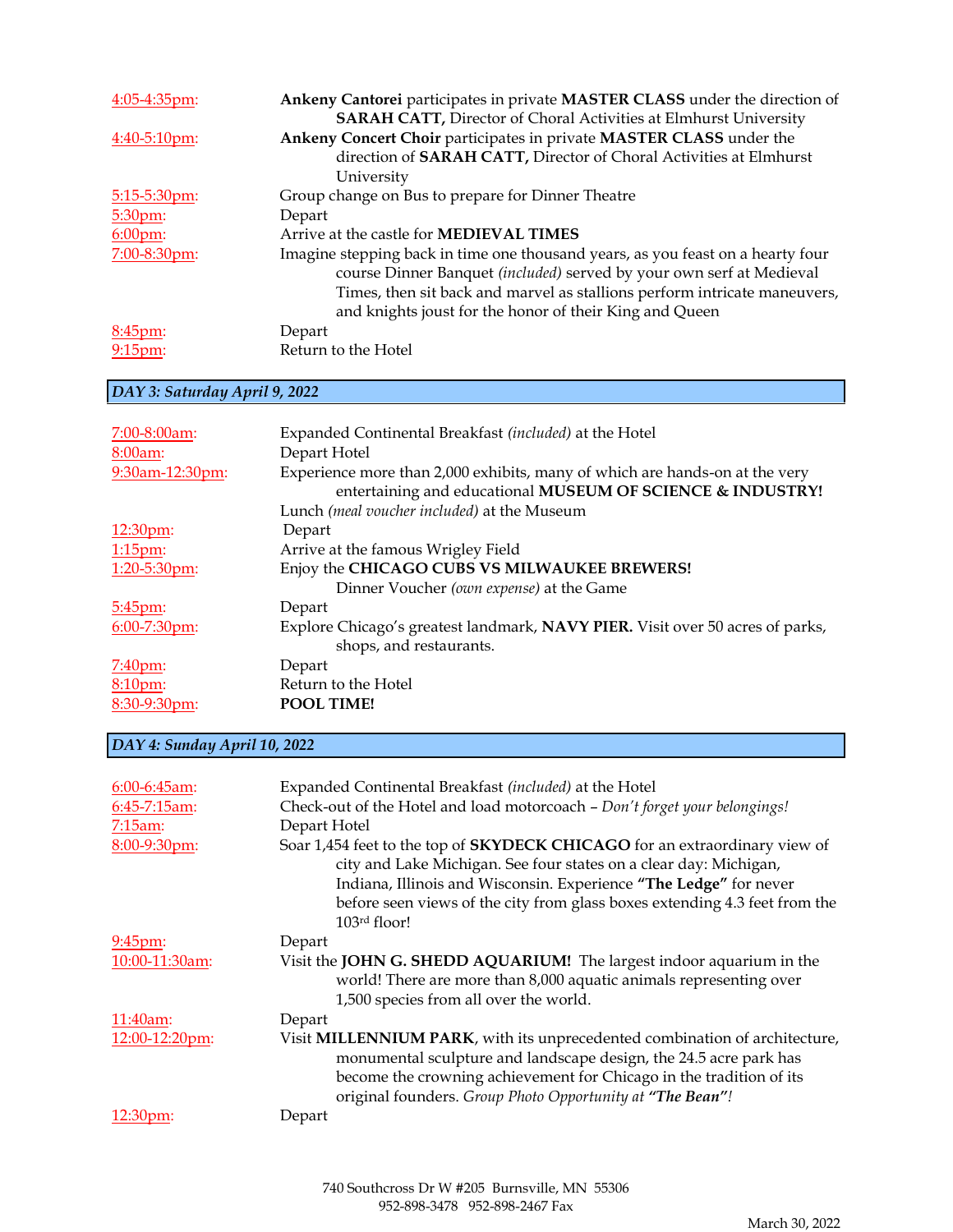| | |
|---|---|
| 4:05-4:35pm: | **Ankeny Cantorei** participates in private **MASTER CLASS** under the direction of **SARAH CATT,** Director of Choral Activities at Elmhurst University |
| 4:40-5:10pm: | **Ankeny Concert Choir** participates in private **MASTER CLASS** under the direction of **SARAH CATT,** Director of Choral Activities at Elmhurst University |
| 5:15-5:30pm: | Group change on Bus to prepare for Dinner Theatre |
| 5:30pm: | Depart |
| 6:00pm: | Arrive at the castle for **MEDIEVAL TIMES** |
| 7:00-8:30pm: | Imagine stepping back in time one thousand years, as you feast on a hearty four course Dinner Banquet *(included)* served by your own serf at Medieval Times, then sit back and marvel as stallions perform intricate maneuvers, and knights joust for the honor of their King and Queen |
| 8:45pm: | Depart |
| 9:15pm: | Return to the Hotel |

## *DAY 3: Saturday April 9, 2022*

| | |
|---|---|
| 7:00-8:00am: | Expanded Continental Breakfast *(included)* at the Hotel |
| 8:00am: | Depart Hotel |
| 9:30am-12:30pm: | Experience more than 2,000 exhibits, many of which are hands-on at the very entertaining and educational **MUSEUM OF SCIENCE & INDUSTRY!** Lunch *(meal voucher included)* at the Museum |
| 12:30pm: | Depart |
| 1:15pm: | Arrive at the famous Wrigley Field |
| 1:20-5:30pm: | Enjoy the **CHICAGO CUBS VS MILWAUKEE BREWERS!** Dinner Voucher *(own expense)* at the Game |
| 5:45pm: | Depart |
| 6:00-7:30pm: | Explore Chicago's greatest landmark, **NAVY PIER.** Visit over 50 acres of parks, shops, and restaurants. |
| 7:40pm: | Depart |
| 8:10pm: | Return to the Hotel |
| 8:30-9:30pm: | **POOL TIME!** |

## *DAY 4: Sunday April 10, 2022*

| | |
|---|---|
| 6:00-6:45am: | Expanded Continental Breakfast *(included)* at the Hotel |
| 6:45-7:15am: | Check-out of the Hotel and load motorcoach – *Don't forget your belongings!* |
| 7:15am: | Depart Hotel |
| 8:00-9:30pm: | Soar 1,454 feet to the top of **SKYDECK CHICAGO** for an extraordinary view of city and Lake Michigan. See four states on a clear day: Michigan, Indiana, Illinois and Wisconsin. Experience **"The Ledge"** for never before seen views of the city from glass boxes extending 4.3 feet from the 103rd floor! |
| 9:45pm: | Depart |
| 10:00-11:30am: | Visit the **JOHN G. SHEDD AQUARIUM!** The largest indoor aquarium in the world! There are more than 8,000 aquatic animals representing over 1,500 species from all over the world. |
| 11:40am: | Depart |
| 12:00-12:20pm: | Visit **MILLENNIUM PARK**, with its unprecedented combination of architecture, monumental sculpture and landscape design, the 24.5 acre park has become the crowning achievement for Chicago in the tradition of its original founders. *Group Photo Opportunity at **"The Bean"**!* |
| 12:30pm: | Depart |

740 Southcross Dr W #205 Burnsville, MN 55306
952-898-3478 952-898-2467 Fax

March 30, 2022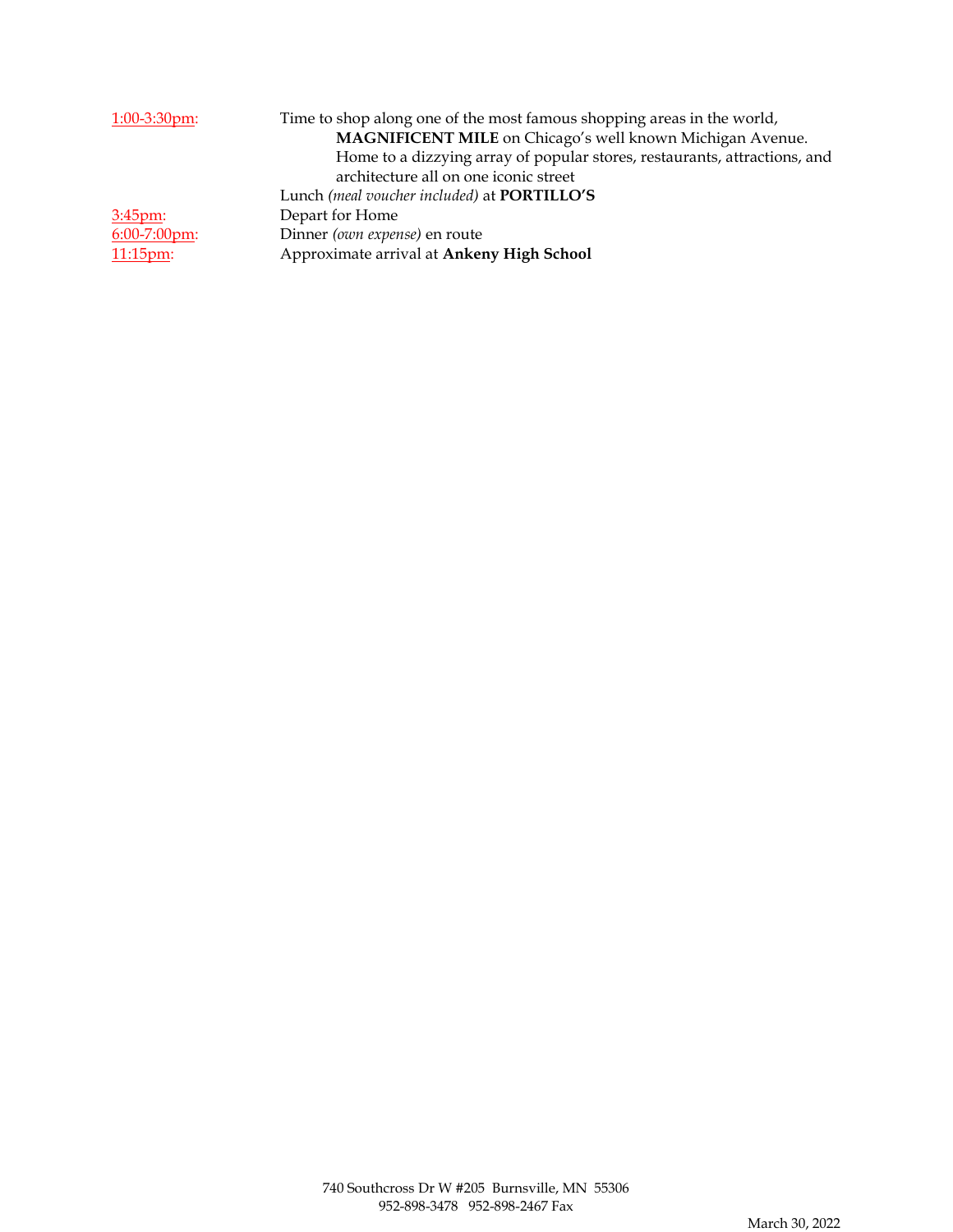| | |
|---|---|
| 1:00-3:30pm: | Time to shop along one of the most famous shopping areas in the world, **MAGNIFICENT MILE** on Chicago's well known Michigan Avenue. Home to a dizzying array of popular stores, restaurants, attractions, and architecture all on one iconic street |
| | Lunch *(meal voucher included)* at **PORTILLO'S** |
| 3:45pm: | Depart for Home |
| 6:00-7:00pm: | Dinner *(own expense)* en route |
| 11:15pm: | Approximate arrival at **Ankeny High School** |

740 Southcross Dr W #205 Burnsville, MN 55306
952-898-3478 952-898-2467 Fax

March 30, 2022